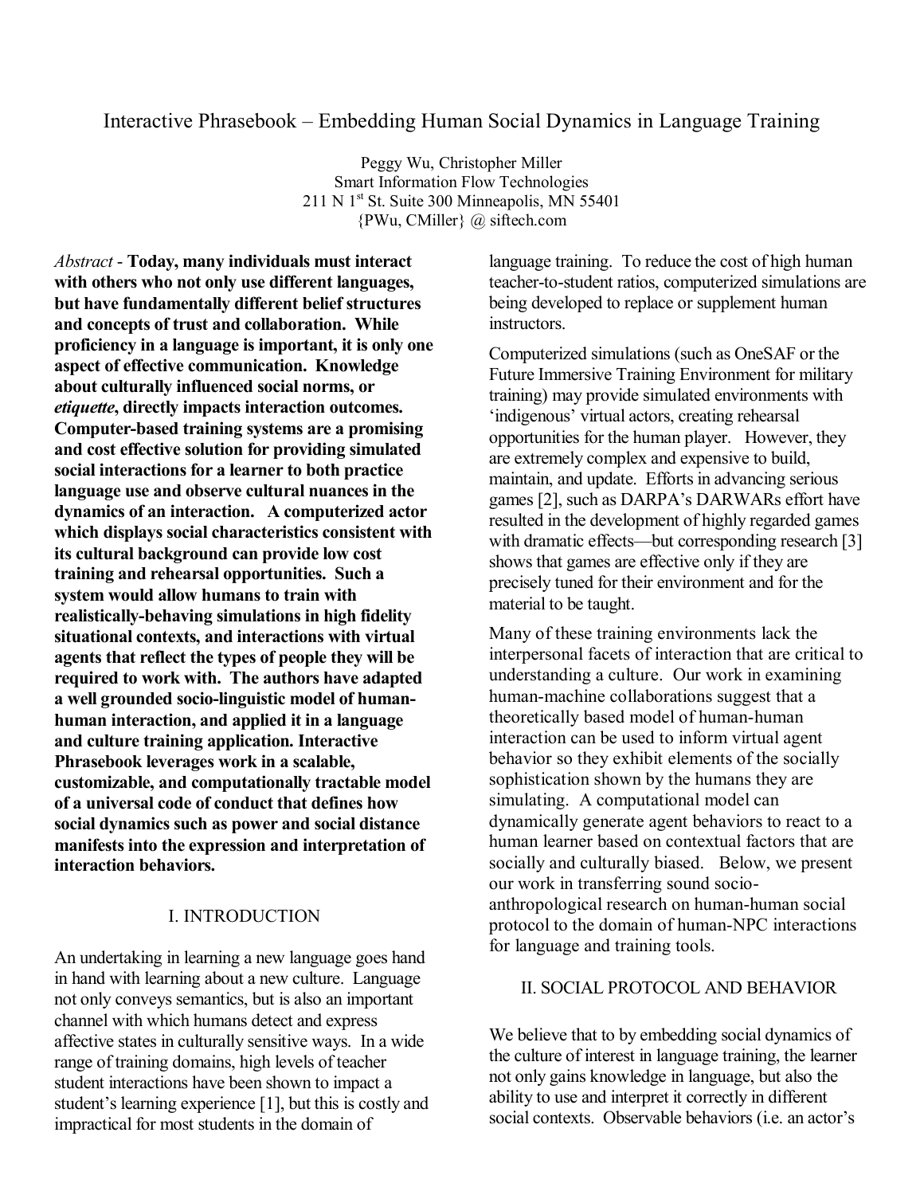# Interactive Phrasebook – Embedding Human Social Dynamics in Language Training

Peggy Wu, Christopher Miller
Smart Information Flow Technologies
211 N 1st St. Suite 300 Minneapolis, MN 55401
{PWu, CMiller} @ siftech.com

*Abstract* - **Today, many individuals must interact with others who not only use different languages, but have fundamentally different belief structures and concepts of trust and collaboration. While proficiency in a language is important, it is only one aspect of effective communication. Knowledge about culturally influenced social norms, or *etiquette*, directly impacts interaction outcomes. Computer-based training systems are a promising and cost effective solution for providing simulated social interactions for a learner to both practice language use and observe cultural nuances in the dynamics of an interaction. A computerized actor which displays social characteristics consistent with its cultural background can provide low cost training and rehearsal opportunities. Such a system would allow humans to train with realistically-behaving simulations in high fidelity situational contexts, and interactions with virtual agents that reflect the types of people they will be required to work with. The authors have adapted a well grounded socio-linguistic model of human-human interaction, and applied it in a language and culture training application. Interactive Phrasebook leverages work in a scalable, customizable, and computationally tractable model of a universal code of conduct that defines how social dynamics such as power and social distance manifests into the expression and interpretation of interaction behaviors.**

## I. INTRODUCTION

An undertaking in learning a new language goes hand in hand with learning about a new culture. Language not only conveys semantics, but is also an important channel with which humans detect and express affective states in culturally sensitive ways. In a wide range of training domains, high levels of teacher student interactions have been shown to impact a student's learning experience [1], but this is costly and impractical for most students in the domain of language training. To reduce the cost of high human teacher-to-student ratios, computerized simulations are being developed to replace or supplement human instructors.

Computerized simulations (such as OneSAF or the Future Immersive Training Environment for military training) may provide simulated environments with 'indigenous' virtual actors, creating rehearsal opportunities for the human player. However, they are extremely complex and expensive to build, maintain, and update. Efforts in advancing serious games [2], such as DARPA's DARWARs effort have resulted in the development of highly regarded games with dramatic effects—but corresponding research [3] shows that games are effective only if they are precisely tuned for their environment and for the material to be taught.

Many of these training environments lack the interpersonal facets of interaction that are critical to understanding a culture. Our work in examining human-machine collaborations suggest that a theoretically based model of human-human interaction can be used to inform virtual agent behavior so they exhibit elements of the socially sophistication shown by the humans they are simulating. A computational model can dynamically generate agent behaviors to react to a human learner based on contextual factors that are socially and culturally biased. Below, we present our work in transferring sound socio-anthropological research on human-human social protocol to the domain of human-NPC interactions for language and training tools.

## II. SOCIAL PROTOCOL AND BEHAVIOR

We believe that to by embedding social dynamics of the culture of interest in language training, the learner not only gains knowledge in language, but also the ability to use and interpret it correctly in different social contexts. Observable behaviors (i.e. an actor's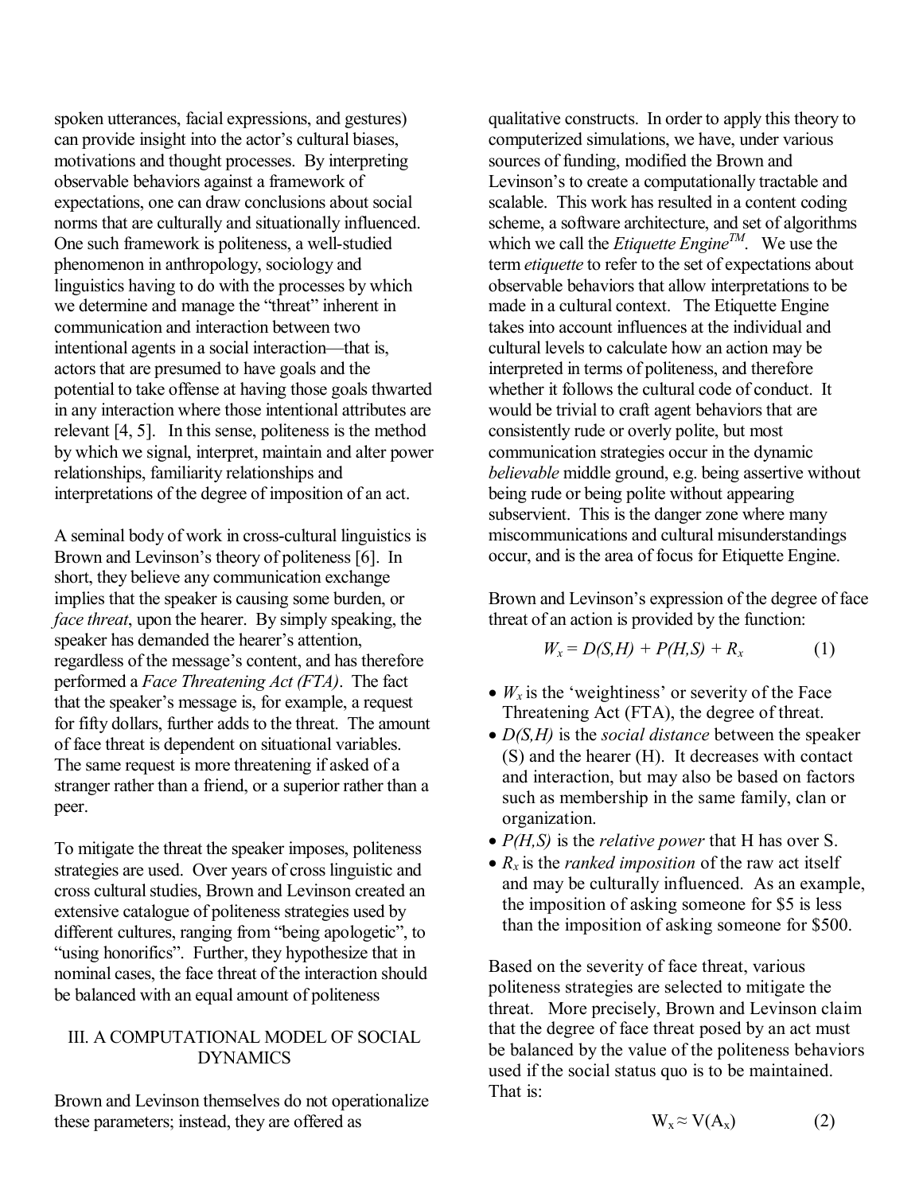spoken utterances, facial expressions, and gestures) can provide insight into the actor's cultural biases, motivations and thought processes. By interpreting observable behaviors against a framework of expectations, one can draw conclusions about social norms that are culturally and situationally influenced. One such framework is politeness, a well-studied phenomenon in anthropology, sociology and linguistics having to do with the processes by which we determine and manage the "threat" inherent in communication and interaction between two intentional agents in a social interaction—that is, actors that are presumed to have goals and the potential to take offense at having those goals thwarted in any interaction where those intentional attributes are relevant [4, 5]. In this sense, politeness is the method by which we signal, interpret, maintain and alter power relationships, familiarity relationships and interpretations of the degree of imposition of an act.

A seminal body of work in cross-cultural linguistics is Brown and Levinson's theory of politeness [6]. In short, they believe any communication exchange implies that the speaker is causing some burden, or *face threat*, upon the hearer. By simply speaking, the speaker has demanded the hearer's attention, regardless of the message's content, and has therefore performed a *Face Threatening Act (FTA)*. The fact that the speaker's message is, for example, a request for fifty dollars, further adds to the threat. The amount of face threat is dependent on situational variables. The same request is more threatening if asked of a stranger rather than a friend, or a superior rather than a peer.

To mitigate the threat the speaker imposes, politeness strategies are used. Over years of cross linguistic and cross cultural studies, Brown and Levinson created an extensive catalogue of politeness strategies used by different cultures, ranging from "being apologetic", to "using honorifics". Further, they hypothesize that in nominal cases, the face threat of the interaction should be balanced with an equal amount of politeness

## III. A COMPUTATIONAL MODEL OF SOCIAL DYNAMICS

Brown and Levinson themselves do not operationalize these parameters; instead, they are offered as qualitative constructs. In order to apply this theory to computerized simulations, we have, under various sources of funding, modified the Brown and Levinson's to create a computationally tractable and scalable. This work has resulted in a content coding scheme, a software architecture, and set of algorithms which we call the *Etiquette Engine*™. We use the term *etiquette* to refer to the set of expectations about observable behaviors that allow interpretations to be made in a cultural context. The Etiquette Engine takes into account influences at the individual and cultural levels to calculate how an action may be interpreted in terms of politeness, and therefore whether it follows the cultural code of conduct. It would be trivial to craft agent behaviors that are consistently rude or overly polite, but most communication strategies occur in the dynamic *believable* middle ground, e.g. being assertive without being rude or being polite without appearing subservient. This is the danger zone where many miscommunications and cultural misunderstandings occur, and is the area of focus for Etiquette Engine.

Brown and Levinson's expression of the degree of face threat of an action is provided by the function:

$$W_x = D(S,H) + P(H,S) + R_x \qquad (1)$$

- $W_x$ is the 'weightiness' or severity of the Face Threatening Act (FTA), the degree of threat.
- $D(S,H)$ is the *social distance* between the speaker (S) and the hearer (H). It decreases with contact and interaction, but may also be based on factors such as membership in the same family, clan or organization.
- $P(H,S)$ is the *relative power* that H has over S.
- $R_x$ is the *ranked imposition* of the raw act itself and may be culturally influenced. As an example, the imposition of asking someone for \$5 is less than the imposition of asking someone for \$500.

Based on the severity of face threat, various politeness strategies are selected to mitigate the threat. More precisely, Brown and Levinson claim that the degree of face threat posed by an act must be balanced by the value of the politeness behaviors used if the social status quo is to be maintained. That is:

$$W_x \approx V(A_x) \qquad (2)$$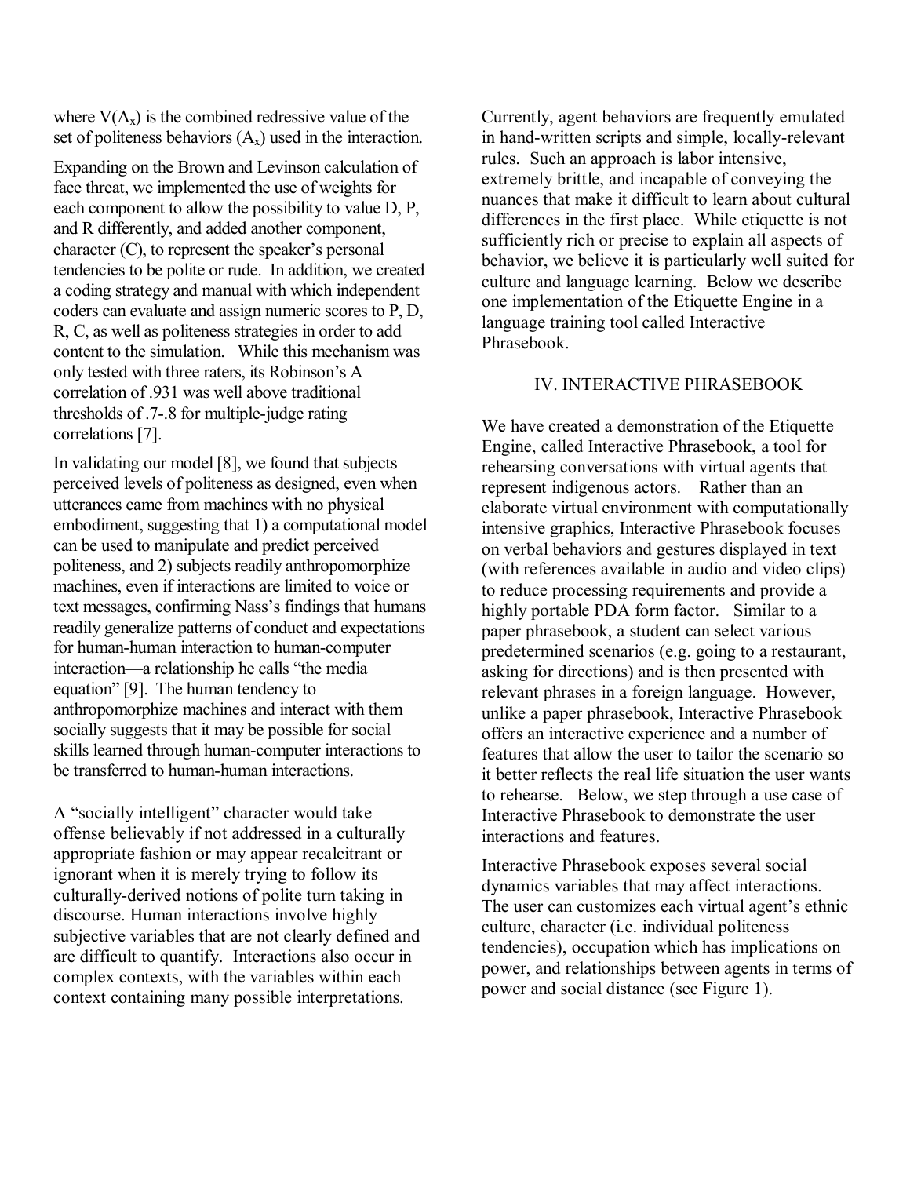where $V(A_x)$ is the combined redressive value of the set of politeness behaviors $(A_x)$ used in the interaction.

Expanding on the Brown and Levinson calculation of face threat, we implemented the use of weights for each component to allow the possibility to value D, P, and R differently, and added another component, character (C), to represent the speaker's personal tendencies to be polite or rude. In addition, we created a coding strategy and manual with which independent coders can evaluate and assign numeric scores to P, D, R, C, as well as politeness strategies in order to add content to the simulation. While this mechanism was only tested with three raters, its Robinson's A correlation of .931 was well above traditional thresholds of .7-.8 for multiple-judge rating correlations [7].

In validating our model [8], we found that subjects perceived levels of politeness as designed, even when utterances came from machines with no physical embodiment, suggesting that 1) a computational model can be used to manipulate and predict perceived politeness, and 2) subjects readily anthropomorphize machines, even if interactions are limited to voice or text messages, confirming Nass's findings that humans readily generalize patterns of conduct and expectations for human-human interaction to human-computer interaction—a relationship he calls "the media equation" [9]. The human tendency to anthropomorphize machines and interact with them socially suggests that it may be possible for social skills learned through human-computer interactions to be transferred to human-human interactions.

A "socially intelligent" character would take offense believably if not addressed in a culturally appropriate fashion or may appear recalcitrant or ignorant when it is merely trying to follow its culturally-derived notions of polite turn taking in discourse. Human interactions involve highly subjective variables that are not clearly defined and are difficult to quantify. Interactions also occur in complex contexts, with the variables within each context containing many possible interpretations.

Currently, agent behaviors are frequently emulated in hand-written scripts and simple, locally-relevant rules. Such an approach is labor intensive, extremely brittle, and incapable of conveying the nuances that make it difficult to learn about cultural differences in the first place. While etiquette is not sufficiently rich or precise to explain all aspects of behavior, we believe it is particularly well suited for culture and language learning. Below we describe one implementation of the Etiquette Engine in a language training tool called Interactive Phrasebook.

## IV. INTERACTIVE PHRASEBOOK

We have created a demonstration of the Etiquette Engine, called Interactive Phrasebook, a tool for rehearsing conversations with virtual agents that represent indigenous actors. Rather than an elaborate virtual environment with computationally intensive graphics, Interactive Phrasebook focuses on verbal behaviors and gestures displayed in text (with references available in audio and video clips) to reduce processing requirements and provide a highly portable PDA form factor. Similar to a paper phrasebook, a student can select various predetermined scenarios (e.g. going to a restaurant, asking for directions) and is then presented with relevant phrases in a foreign language. However, unlike a paper phrasebook, Interactive Phrasebook offers an interactive experience and a number of features that allow the user to tailor the scenario so it better reflects the real life situation the user wants to rehearse. Below, we step through a use case of Interactive Phrasebook to demonstrate the user interactions and features.

Interactive Phrasebook exposes several social dynamics variables that may affect interactions. The user can customizes each virtual agent's ethnic culture, character (i.e. individual politeness tendencies), occupation which has implications on power, and relationships between agents in terms of power and social distance (see Figure 1).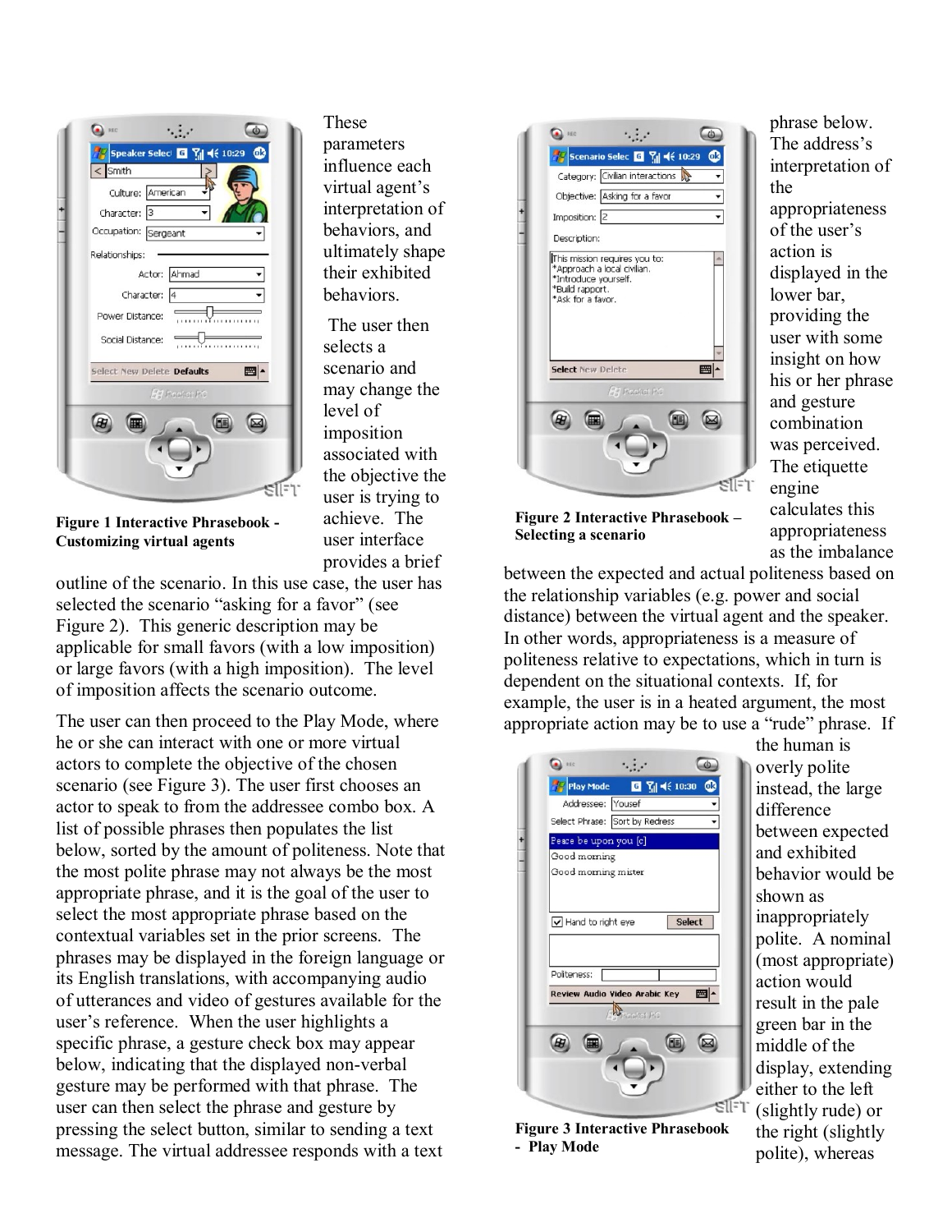These parameters influence each virtual agent's interpretation of behaviors, and ultimately shape their exhibited behaviors.

Figure 1 Interactive Phrasebook - Customizing virtual agents

The user then selects a scenario and may change the level of imposition associated with the objective the user is trying to achieve. The user interface provides a brief outline of the scenario. In this use case, the user has selected the scenario "asking for a favor" (see Figure 2). This generic description may be applicable for small favors (with a low imposition) or large favors (with a high imposition). The level of imposition affects the scenario outcome.

The user can then proceed to the Play Mode, where he or she can interact with one or more virtual actors to complete the objective of the chosen scenario (see Figure 3). The user first chooses an actor to speak to from the addressee combo box. A list of possible phrases then populates the list below, sorted by the amount of politeness. Note that the most polite phrase may not always be the most appropriate phrase, and it is the goal of the user to select the most appropriate phrase based on the contextual variables set in the prior screens. The phrases may be displayed in the foreign language or its English translations, with accompanying audio of utterances and video of gestures available for the user's reference. When the user highlights a specific phrase, a gesture check box may appear below, indicating that the displayed non-verbal gesture may be performed with that phrase. The user can then select the phrase and gesture by pressing the select button, similar to sending a text message. The virtual addressee responds with a text phrase below. The address's interpretation of the appropriateness of the user's action is displayed in the lower bar, providing the user with some insight on how his or her phrase and gesture combination was perceived. The etiquette engine calculates this appropriateness as the imbalance between the expected and actual politeness based on the relationship variables (e.g. power and social distance) between the virtual agent and the speaker. In other words, appropriateness is a measure of politeness relative to expectations, which in turn is dependent on the situational contexts. If, for example, the user is in a heated argument, the most appropriate action may be to use a "rude" phrase. If the human is overly polite instead, the large difference between expected and exhibited behavior would be shown as inappropriately polite. A nominal (most appropriate) action would result in the pale green bar in the middle of the display, extending either to the left (slightly rude) or the right (slightly polite), whereas

Figure 2 Interactive Phrasebook – Selecting a scenario

Figure 3 Interactive Phrasebook - Play Mode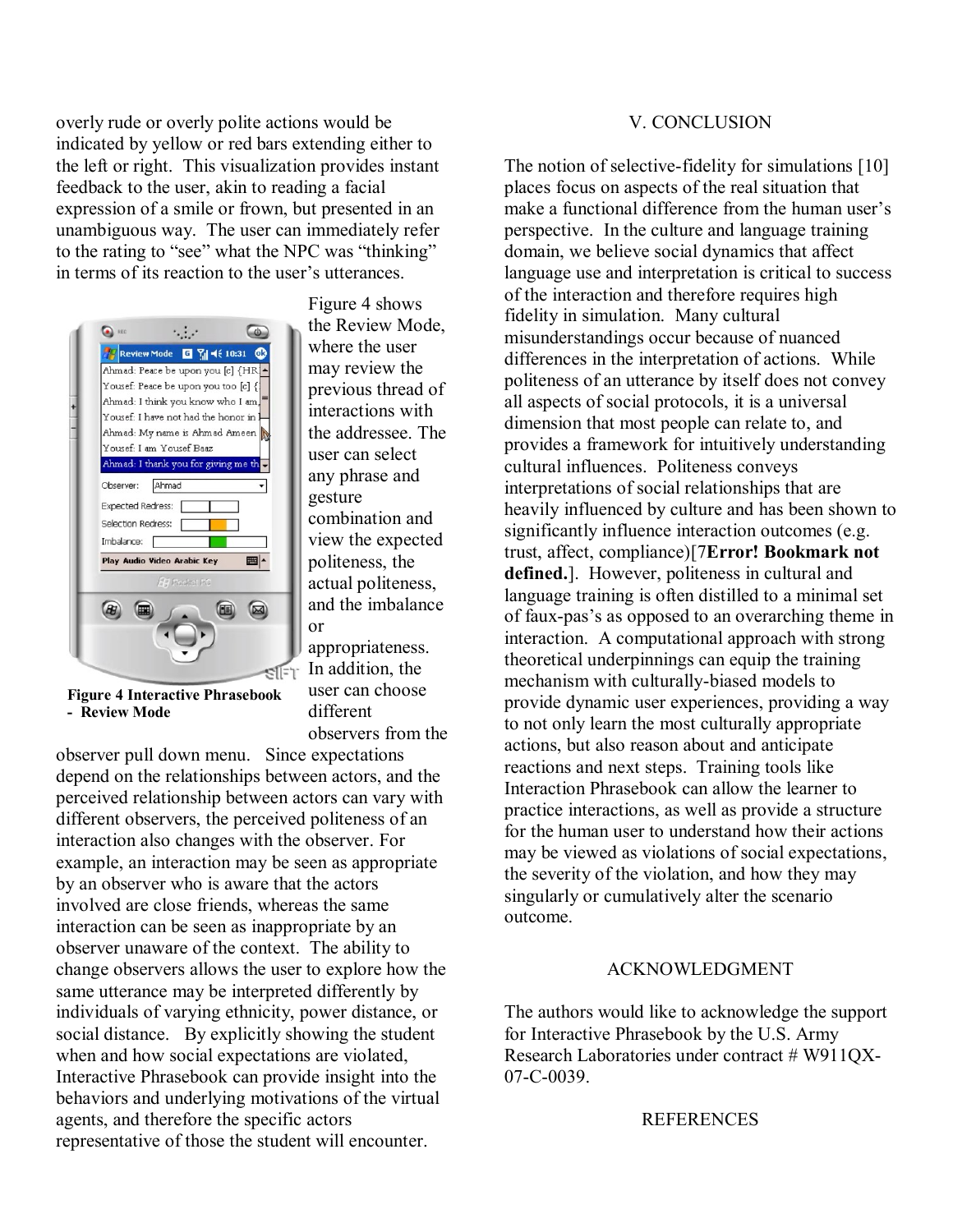overly rude or overly polite actions would be indicated by yellow or red bars extending either to the left or right. This visualization provides instant feedback to the user, akin to reading a facial expression of a smile or frown, but presented in an unambiguous way. The user can immediately refer to the rating to "see" what the NPC was "thinking" in terms of its reaction to the user's utterances.

Figure 4 shows the Review Mode, where the user may review the previous thread of interactions with the addressee. The user can select any phrase and gesture combination and view the expected politeness, the actual politeness, and the imbalance or appropriateness. In addition, the user can choose different observers from the observer pull down menu. Since expectations depend on the relationships between actors, and the perceived relationship between actors can vary with different observers, the perceived politeness of an interaction also changes with the observer. For example, an interaction may be seen as appropriate by an observer who is aware that the actors involved are close friends, whereas the same interaction can be seen as inappropriate by an observer unaware of the context. The ability to change observers allows the user to explore how the same utterance may be interpreted differently by individuals of varying ethnicity, power distance, or social distance. By explicitly showing the student when and how social expectations are violated, Interactive Phrasebook can provide insight into the behaviors and underlying motivations of the virtual agents, and therefore the specific actors representative of those the student will encounter.

**Figure 4 Interactive Phrasebook - Review Mode**

## V. CONCLUSION

The notion of selective-fidelity for simulations [10] places focus on aspects of the real situation that make a functional difference from the human user's perspective. In the culture and language training domain, we believe social dynamics that affect language use and interpretation is critical to success of the interaction and therefore requires high fidelity in simulation. Many cultural misunderstandings occur because of nuanced differences in the interpretation of actions. While politeness of an utterance by itself does not convey all aspects of social protocols, it is a universal dimension that most people can relate to, and provides a framework for intuitively understanding cultural influences. Politeness conveys interpretations of social relationships that are heavily influenced by culture and has been shown to significantly influence interaction outcomes (e.g. trust, affect, compliance)[7**Error! Bookmark not defined.**]. However, politeness in cultural and language training is often distilled to a minimal set of faux-pas's as opposed to an overarching theme in interaction. A computational approach with strong theoretical underpinnings can equip the training mechanism with culturally-biased models to provide dynamic user experiences, providing a way to not only learn the most culturally appropriate actions, but also reason about and anticipate reactions and next steps. Training tools like Interaction Phrasebook can allow the learner to practice interactions, as well as provide a structure for the human user to understand how their actions may be viewed as violations of social expectations, the severity of the violation, and how they may singularly or cumulatively alter the scenario outcome.

## ACKNOWLEDGMENT

The authors would like to acknowledge the support for Interactive Phrasebook by the U.S. Army Research Laboratories under contract # W911QX-07-C-0039.

## REFERENCES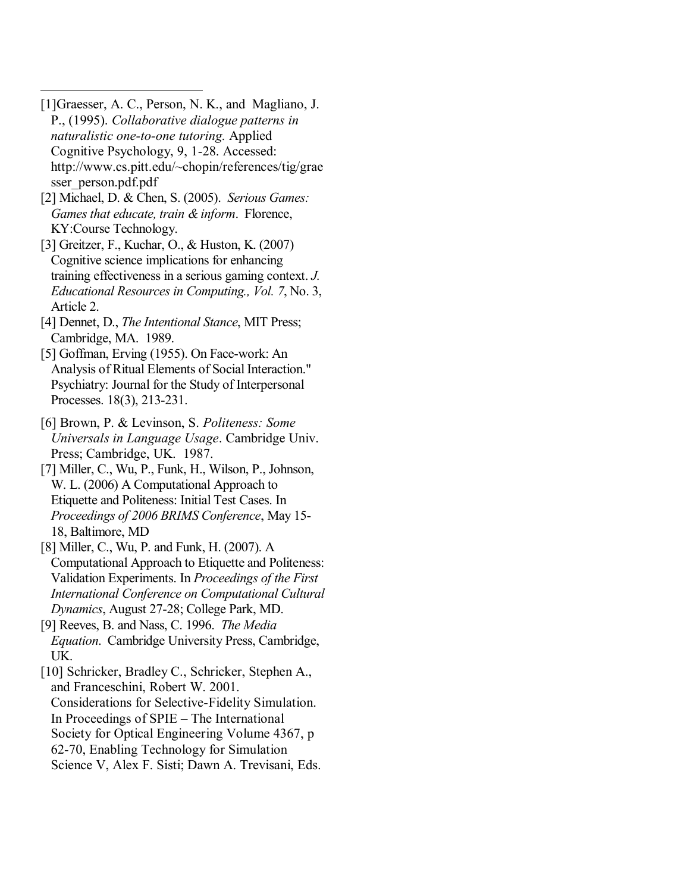[1]Graesser, A. C., Person, N. K., and Magliano, J. P., (1995). *Collaborative dialogue patterns in naturalistic one-to-one tutoring.* Applied Cognitive Psychology, 9, 1-28. Accessed: http://www.cs.pitt.edu/~chopin/references/tig/graesser_person.pdf.pdf

[2] Michael, D. & Chen, S. (2005). *Serious Games: Games that educate, train & inform*. Florence, KY:Course Technology.

[3] Greitzer, F., Kuchar, O., & Huston, K. (2007) Cognitive science implications for enhancing training effectiveness in a serious gaming context. *J. Educational Resources in Computing., Vol. 7*, No. 3, Article 2.

[4] Dennet, D., *The Intentional Stance*, MIT Press; Cambridge, MA. 1989.

[5] Goffman, Erving (1955). On Face-work: An Analysis of Ritual Elements of Social Interaction." Psychiatry: Journal for the Study of Interpersonal Processes. 18(3), 213-231.

[6] Brown, P. & Levinson, S. *Politeness: Some Universals in Language Usage*. Cambridge Univ. Press; Cambridge, UK. 1987.

[7] Miller, C., Wu, P., Funk, H., Wilson, P., Johnson, W. L. (2006) A Computational Approach to Etiquette and Politeness: Initial Test Cases. In *Proceedings of 2006 BRIMS Conference*, May 15-18, Baltimore, MD

[8] Miller, C., Wu, P. and Funk, H. (2007). A Computational Approach to Etiquette and Politeness: Validation Experiments. In *Proceedings of the First International Conference on Computational Cultural Dynamics*, August 27-28; College Park, MD.

[9] Reeves, B. and Nass, C. 1996. *The Media Equation*. Cambridge University Press, Cambridge, UK.

[10] Schricker, Bradley C., Schricker, Stephen A., and Franceschini, Robert W. 2001. Considerations for Selective-Fidelity Simulation. In Proceedings of SPIE – The International Society for Optical Engineering Volume 4367, p 62-70, Enabling Technology for Simulation Science V, Alex F. Sisti; Dawn A. Trevisani, Eds.